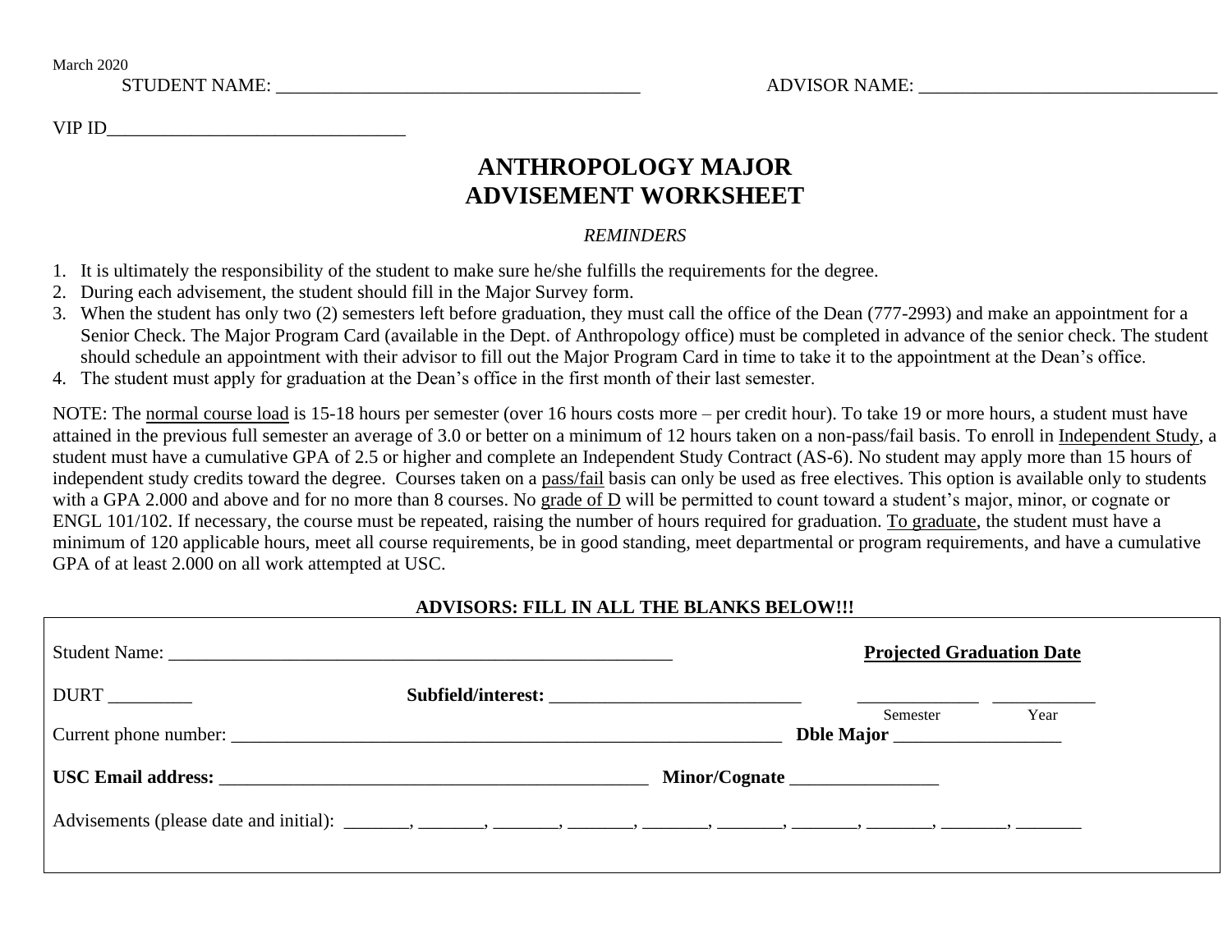March 2020

STUDENT NAME: ________________________________________ ADVISOR NAME: ________________________________

VIP ID_______________________________

# ANTHROPOLOGY MAJOR
# ADVISEMENT WORKSHEET

*REMINDERS*

1. It is ultimately the responsibility of the student to make sure he/she fulfills the requirements for the degree.
2. During each advisement, the student should fill in the Major Survey form.
3. When the student has only two (2) semesters left before graduation, they must call the office of the Dean (777-2993) and make an appointment for a Senior Check. The Major Program Card (available in the Dept. of Anthropology office) must be completed in advance of the senior check. The student should schedule an appointment with their advisor to fill out the Major Program Card in time to take it to the appointment at the Dean's office.
4. The student must apply for graduation at the Dean's office in the first month of their last semester.

NOTE: The <u>normal course load</u> is 15-18 hours per semester (over 16 hours costs more – per credit hour). To take 19 or more hours, a student must have attained in the previous full semester an average of 3.0 or better on a minimum of 12 hours taken on a non-pass/fail basis. To enroll in <u>Independent Study</u>, a student must have a cumulative GPA of 2.5 or higher and complete an Independent Study Contract (AS-6). No student may apply more than 15 hours of independent study credits toward the degree. Courses taken on a <u>pass/fail</u> basis can only be used as free electives. This option is available only to students with a GPA 2.000 and above and for no more than 8 courses. No <u>grade of D</u> will be permitted to count toward a student's major, minor, or cognate or ENGL 101/102. If necessary, the course must be repeated, raising the number of hours required for graduation. <u>To graduate</u>, the student must have a minimum of 120 applicable hours, meet all course requirements, be in good standing, meet departmental or program requirements, and have a cumulative GPA of at least 2.000 on all work attempted at USC.

**ADVISORS: FILL IN ALL THE BLANKS BELOW!!!**

Student Name: _______________________________________________________ **<u>Projected Graduation Date</u>**

DURT _________ **Subfield/interest:** ____________________________ _____________ ___________

Semester Year

Current phone number: _____________________________________________________________ **Dble Major** __________________

**USC Email address:** _______________________________________________ **Minor/Cognate** ________________

Advisements (please date and initial): _______, _______, _______, _______, _______, _______, _______, _______, _______, _______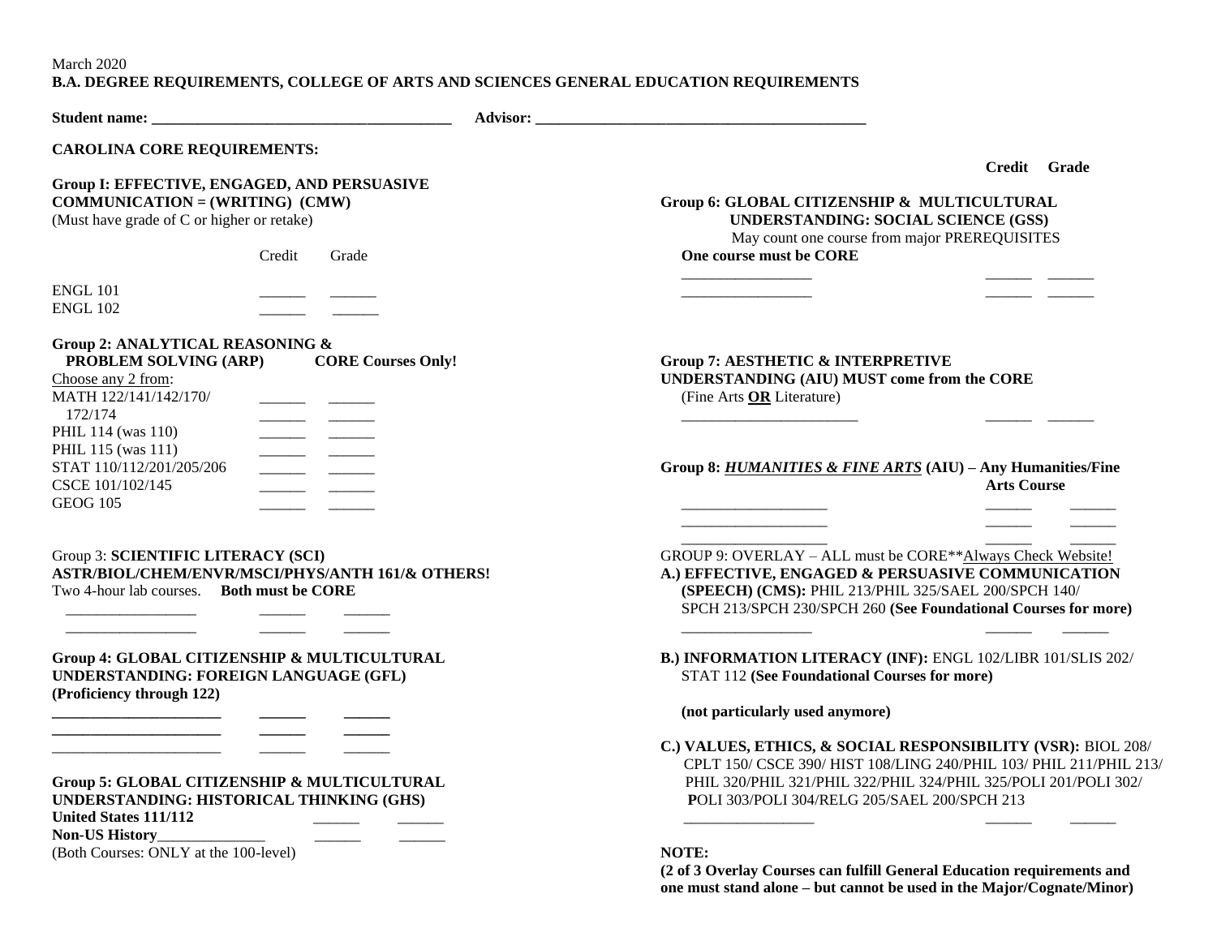March 2020

**B.A. DEGREE REQUIREMENTS, COLLEGE OF ARTS AND SCIENCES GENERAL EDUCATION REQUIREMENTS**

**Student name: ________________________________________ Advisor: ______________________________________________**

**CAROLINA CORE REQUIREMENTS:**

**Group I: EFFECTIVE, ENGAGED, AND PERSUASIVE COMMUNICATION = (WRITING) (CMW)**
(Must have grade of C or higher or retake)

| | Credit | Grade |
|---|---|---|
| ENGL 101 | ______ | ______ |
| ENGL 102 | ______ | ______ |

**Group 2: ANALYTICAL REASONING & PROBLEM SOLVING (ARP)** **CORE Courses Only!**

Choose any 2 from:

| | | |
|---|---|---|
| MATH 122/141/142/170/ | ______ | ______ |
| 172/174 | ______ | ______ |
| PHIL 114 (was 110) | ______ | ______ |
| PHIL 115 (was 111) | ______ | ______ |
| STAT 110/112/201/205/206 | ______ | ______ |
| CSCE 101/102/145 | ______ | ______ |
| GEOG 105 | ______ | ______ |

Group 3: **SCIENTIFIC LITERACY (SCI)**
**ASTR/BIOL/CHEM/ENVR/MSCI/PHYS/ANTH 161/& OTHERS!**
Two 4-hour lab courses. **Both must be CORE**

| | | |
|---|---|---|
| _________________ | ______ | ______ |
| _________________ | ______ | ______ |

**Group 4: GLOBAL CITIZENSHIP & MULTICULTURAL UNDERSTANDING: FOREIGN LANGUAGE (GFL)**
**(Proficiency through 122)**

| | | |
|---|---|---|
| ______________________ | ______ | ______ |
| ______________________ | ______ | ______ |
| ______________________ | ______ | ______ |

**Group 5: GLOBAL CITIZENSHIP & MULTICULTURAL UNDERSTANDING: HISTORICAL THINKING (GHS)**

| | | |
|---|---|---|
| **United States 111/112** | ______ | ______ |
| **Non-US History**______________ | ______ | ______ |

(Both Courses: ONLY at the 100-level)

| | **Credit** | **Grade** |
|---|---|---|

**Group 6: GLOBAL CITIZENSHIP & MULTICULTURAL UNDERSTANDING: SOCIAL SCIENCE (GSS)**
May count one course from major PREREQUISITES
**One course must be CORE**

| | | |
|---|---|---|
| _________________ | ______ | ______ |
| _________________ | ______ | ______ |

**Group 7: AESTHETIC & INTERPRETIVE UNDERSTANDING (AIU) MUST come from the CORE**
(Fine Arts **OR** Literature)

| | | |
|---|---|---|
| ________________________ | ______ | ______ |

**Group 8: *HUMANITIES & FINE ARTS* (AIU) – Any Humanities/Fine Arts Course**

| | | |
|---|---|---|
| ___________________ | ______ | ______ |
| ___________________ | ______ | ______ |
| ___________________ | ______ | ______ |

GROUP 9: OVERLAY – ALL must be CORE**Always Check Website!

**A.) EFFECTIVE, ENGAGED & PERSUASIVE COMMUNICATION (SPEECH) (CMS):** PHIL 213/PHIL 325/SAEL 200/SPCH 140/ SPCH 213/SPCH 230/SPCH 260 **(See Foundational Courses for more)**

| | | |
|---|---|---|
| _________________ | ______ | ______ |

**B.) INFORMATION LITERACY (INF):** ENGL 102/LIBR 101/SLIS 202/ STAT 112 **(See Foundational Courses for more)**

**(not particularly used anymore)**

**C.) VALUES, ETHICS, & SOCIAL RESPONSIBILITY (VSR):** BIOL 208/ CPLT 150/ CSCE 390/ HIST 108/LING 240/PHIL 103/ PHIL 211/PHIL 213/ PHIL 320/PHIL 321/PHIL 322/PHIL 324/PHIL 325/POLI 201/POLI 302/ POLI 303/POLI 304/RELG 205/SAEL 200/SPCH 213

| | | |
|---|---|---|
| _________________ | ______ | ______ |

**NOTE:**
**(2 of 3 Overlay Courses can fulfill General Education requirements and one must stand alone – but cannot be used in the Major/Cognate/Minor)**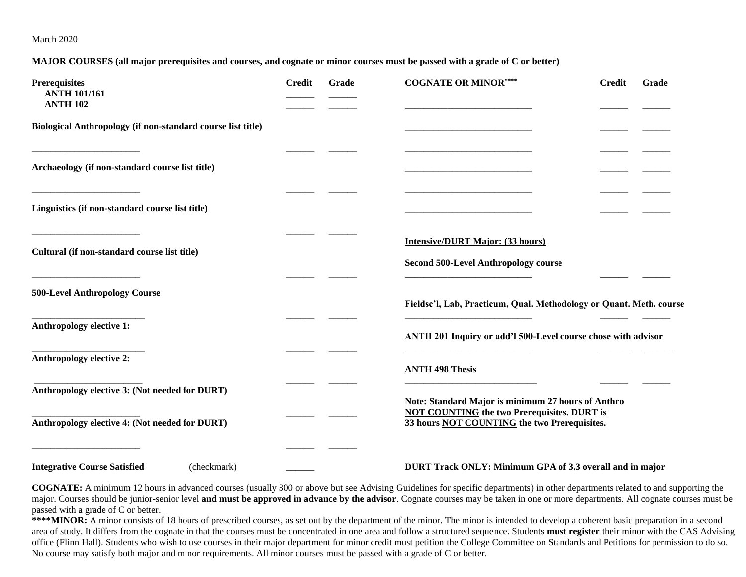March 2020

**MAJOR COURSES (all major prerequisites and courses, and cognate or minor courses must be passed with a grade of C or better)**

| Prerequisites | Credit | Grade |
|---|---|---|
| **ANTH 101/161** | ______ | ______ |
| **ANTH 102** | ______ | ______ |
| **Biological Anthropology (if non-standard course list title)** | | |
| ______________________ | ______ | ______ |
| **Archaeology (if non-standard course list title)** | | |
| ______________________ | ______ | ______ |
| **Linguistics (if non-standard course list title)** | | |
| ______________________ | ______ | ______ |
| **Cultural (if non-standard course list title)** | | |
| ______________________ | ______ | ______ |
| **500-Level Anthropology Course** | | |
| ______________________ | ______ | ______ |
| **Anthropology elective 1:** | | |
| ______________________ | ______ | ______ |
| **Anthropology elective 2:** | | |
| ______________________ | ______ | ______ |
| **Anthropology elective 3: (Not needed for DURT)** | | |
| ______________________ | ______ | ______ |
| **Anthropology elective 4: (Not needed for DURT)** | | |
| ______________________ | ______ | ______ |
| **Integrative Course Satisfied** (checkmark) | ______ | |

| COGNATE OR MINOR**** | Credit | Grade |
|---|---|---|
| ___________________________ | ______ | ______ |
| ___________________________ | ______ | ______ |
| ___________________________ | ______ | ______ |
| ___________________________ | ______ | ______ |
| ___________________________ | ______ | ______ |
| ___________________________ | ______ | ______ |

**Intensive/DURT Major: (33 hours)**

| | Credit | Grade |
|---|---|---|
| **Second 500-Level Anthropology course** | | |
| ___________________________ | ______ | ______ |
| **Fieldsc'l, Lab, Practicum, Qual. Methodology or Quant. Meth. course** | | |
| ___________________________ | ______ | ______ |
| **ANTH 201 Inquiry or add'l 500-Level course chose with advisor** | | |
| ___________________________ | ______ | ______ |
| **ANTH 498 Thesis** | | |
| ___________________________ | ______ | ______ |

**Note: Standard Major is minimum 27 hours of Anthro NOT COUNTING the two Prerequisites. DURT is 33 hours NOT COUNTING the two Prerequisites.**

**DURT Track ONLY: Minimum GPA of 3.3 overall and in major**

**COGNATE:** A minimum 12 hours in advanced courses (usually 300 or above but see Advising Guidelines for specific departments) in other departments related to and supporting the major. Courses should be junior-senior level **and must be approved in advance by the advisor**. Cognate courses may be taken in one or more departments. All cognate courses must be passed with a grade of C or better.

**\*\*\*\*MINOR:** A minor consists of 18 hours of prescribed courses, as set out by the department of the minor. The minor is intended to develop a coherent basic preparation in a second area of study. It differs from the cognate in that the courses must be concentrated in one area and follow a structured sequence. Students **must register** their minor with the CAS Advising office (Flinn Hall). Students who wish to use courses in their major department for minor credit must petition the College Committee on Standards and Petitions for permission to do so. No course may satisfy both major and minor requirements. All minor courses must be passed with a grade of C or better.